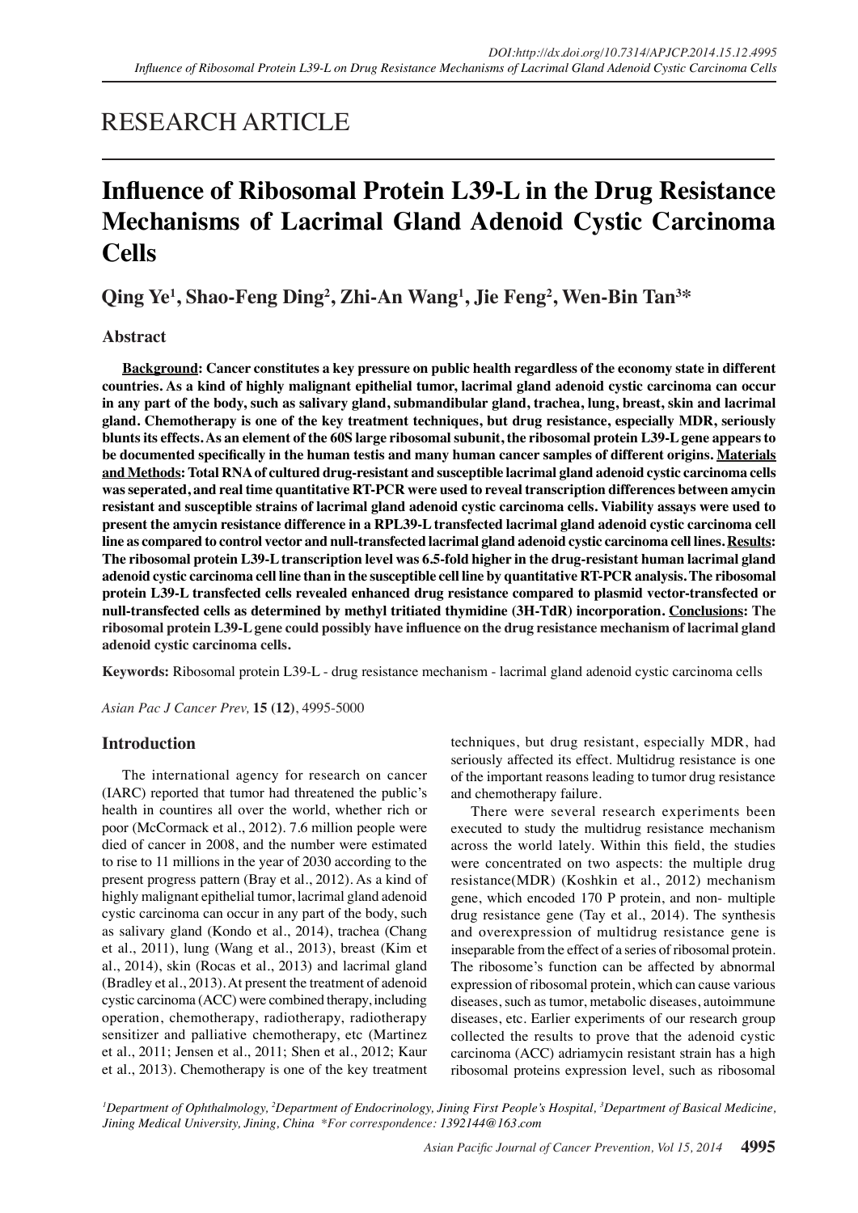RESEARCH ARTICLE

# Influence of Ribosomal Protein L39-L in the Drug Resistance Mechanisms of Lacrimal Gland Adenoid Cystic Carcinoma Cells

**Qing Ye[1], Shao-Feng Ding[2], Zhi-An Wang[1], Jie Feng[2], Wen-Bin Tan[3]***

## Abstract

**Background: Cancer constitutes a key pressure on public health regardless of the economy state in different countries. As a kind of highly malignant epithelial tumor, lacrimal gland adenoid cystic carcinoma can occur in any part of the body, such as salivary gland, submandibular gland, trachea, lung, breast, skin and lacrimal gland. Chemotherapy is one of the key treatment techniques, but drug resistance, especially MDR, seriously blunts its effects. As an element of the 60S large ribosomal subunit, the ribosomal protein L39-L gene appears to be documented specifically in the human testis and many human cancer samples of different origins. Materials and Methods: Total RNA of cultured drug-resistant and susceptible lacrimal gland adenoid cystic carcinoma cells was seperated, and real time quantitative RT-PCR were used to reveal transcription differences between amycin resistant and susceptible strains of lacrimal gland adenoid cystic carcinoma cells. Viability assays were used to present the amycin resistance difference in a RPL39-L transfected lacrimal gland adenoid cystic carcinoma cell line as compared to control vector and null-transfected lacrimal gland adenoid cystic carcinoma cell lines. Results: The ribosomal protein L39-L transcription level was 6.5-fold higher in the drug-resistant human lacrimal gland adenoid cystic carcinoma cell line than in the susceptible cell line by quantitative RT-PCR analysis. The ribosomal protein L39-L transfected cells revealed enhanced drug resistance compared to plasmid vector-transfected or null-transfected cells as determined by methyl tritiated thymidine (3H-TdR) incorporation. Conclusions: The ribosomal protein L39-L gene could possibly have influence on the drug resistance mechanism of lacrimal gland adenoid cystic carcinoma cells.**

**Keywords:** Ribosomal protein L39-L - drug resistance mechanism - lacrimal gland adenoid cystic carcinoma cells

*Asian Pac J Cancer Prev,* **15 (12)**, 4995-5000

## Introduction

The international agency for research on cancer (IARC) reported that tumor had threatened the public's health in countires all over the world, whether rich or poor (McCormack et al., 2012). 7.6 million people were died of cancer in 2008, and the number were estimated to rise to 11 millions in the year of 2030 according to the present progress pattern (Bray et al., 2012). As a kind of highly malignant epithelial tumor, lacrimal gland adenoid cystic carcinoma can occur in any part of the body, such as salivary gland (Kondo et al., 2014), trachea (Chang et al., 2011), lung (Wang et al., 2013), breast (Kim et al., 2014), skin (Rocas et al., 2013) and lacrimal gland (Bradley et al., 2013). At present the treatment of adenoid cystic carcinoma (ACC) were combined therapy, including operation, chemotherapy, radiotherapy, radiotherapy sensitizer and palliative chemotherapy, etc (Martinez et al., 2011; Jensen et al., 2011; Shen et al., 2012; Kaur et al., 2013). Chemotherapy is one of the key treatment techniques, but drug resistant, especially MDR, had seriously affected its effect. Multidrug resistance is one of the important reasons leading to tumor drug resistance and chemotherapy failure.

There were several research experiments been executed to study the multidrug resistance mechanism across the world lately. Within this field, the studies were concentrated on two aspects: the multiple drug resistance(MDR) (Koshkin et al., 2012) mechanism gene, which encoded 170 P protein, and non- multiple drug resistance gene (Tay et al., 2014). The synthesis and overexpression of multidrug resistance gene is inseparable from the effect of a series of ribosomal protein. The ribosome's function can be affected by abnormal expression of ribosomal protein, which can cause various diseases, such as tumor, metabolic diseases, autoimmune diseases, etc. Earlier experiments of our research group collected the results to prove that the adenoid cystic carcinoma (ACC) adriamycin resistant strain has a high ribosomal proteins expression level, such as ribosomal

*[1]Department of Ophthalmology, [2]Department of Endocrinology, Jining First People's Hospital, [3]Department of Basical Medicine, Jining Medical University, Jining, China \*For correspondence: 1392144@163.com*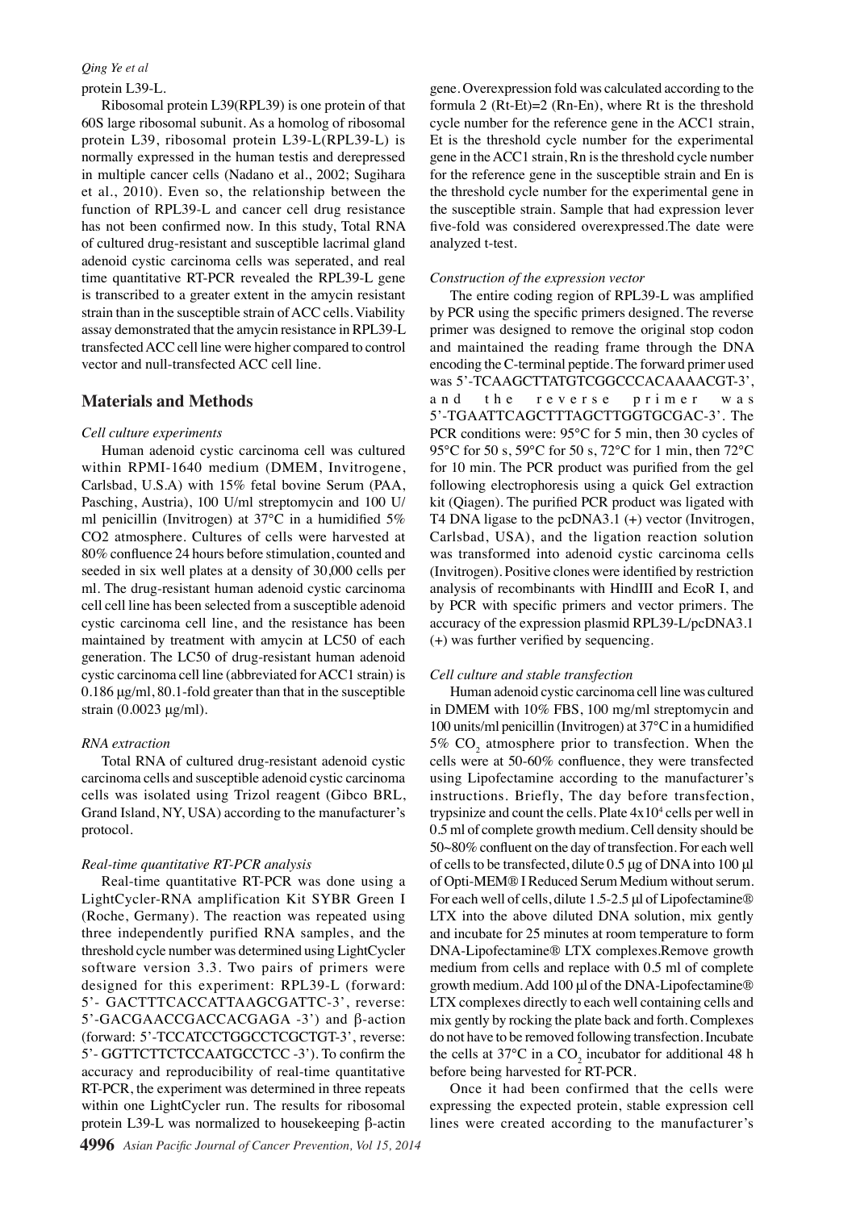protein L39-L.

Ribosomal protein L39(RPL39) is one protein of that 60S large ribosomal subunit. As a homolog of ribosomal protein L39, ribosomal protein L39-L(RPL39-L) is normally expressed in the human testis and derepressed in multiple cancer cells (Nadano et al., 2002; Sugihara et al., 2010). Even so, the relationship between the function of RPL39-L and cancer cell drug resistance has not been confirmed now. In this study, Total RNA of cultured drug-resistant and susceptible lacrimal gland adenoid cystic carcinoma cells was seperated, and real time quantitative RT-PCR revealed the RPL39-L gene is transcribed to a greater extent in the amycin resistant strain than in the susceptible strain of ACC cells. Viability assay demonstrated that the amycin resistance in RPL39-L transfected ACC cell line were higher compared to control vector and null-transfected ACC cell line.

## Materials and Methods

*Cell culture experiments*

Human adenoid cystic carcinoma cell was cultured within RPMI-1640 medium (DMEM, Invitrogene, Carlsbad, U.S.A) with 15% fetal bovine Serum (PAA, Pasching, Austria), 100 U/ml streptomycin and 100 U/ml penicillin (Invitrogen) at 37°C in a humidified 5% CO2 atmosphere. Cultures of cells were harvested at 80% confluence 24 hours before stimulation, counted and seeded in six well plates at a density of 30,000 cells per ml. The drug-resistant human adenoid cystic carcinoma cell cell line has been selected from a susceptible adenoid cystic carcinoma cell line, and the resistance has been maintained by treatment with amycin at LC50 of each generation. The LC50 of drug-resistant human adenoid cystic carcinoma cell line (abbreviated for ACC1 strain) is 0.186 μg/ml, 80.1-fold greater than that in the susceptible strain (0.0023 μg/ml).

*RNA extraction*

Total RNA of cultured drug-resistant adenoid cystic carcinoma cells and susceptible adenoid cystic carcinoma cells was isolated using Trizol reagent (Gibco BRL, Grand Island, NY, USA) according to the manufacturer's protocol.

*Real-time quantitative RT-PCR analysis*

Real-time quantitative RT-PCR was done using a LightCycler-RNA amplification Kit SYBR Green I (Roche, Germany). The reaction was repeated using three independently purified RNA samples, and the threshold cycle number was determined using LightCycler software version 3.3. Two pairs of primers were designed for this experiment: RPL39-L (forward: 5'- GACTTTCACCATTAAGCGATTC-3', reverse: 5'-GACGAACCGACCACGAGA -3') and β-action (forward: 5'-TCCATCCTGGCCTCGCTGT-3', reverse: 5'- GGTTCTTCTCCAATGCCTCC -3'). To confirm the accuracy and reproducibility of real-time quantitative RT-PCR, the experiment was determined in three repeats within one LightCycler run. The results for ribosomal protein L39-L was normalized to housekeeping β-actin gene. Overexpression fold was calculated according to the formula 2 (Rt-Et)=2 (Rn-En), where Rt is the threshold cycle number for the reference gene in the ACC1 strain, Et is the threshold cycle number for the experimental gene in the ACC1 strain, Rn is the threshold cycle number for the reference gene in the susceptible strain and En is the threshold cycle number for the experimental gene in the susceptible strain. Sample that had expression lever five-fold was considered overexpressed.The date were analyzed t-test.

*Construction of the expression vector*

The entire coding region of RPL39-L was amplified by PCR using the specific primers designed. The reverse primer was designed to remove the original stop codon and maintained the reading frame through the DNA encoding the C-terminal peptide. The forward primer used was 5'-TCAAGCTTATGTCGGCCCACAAAACGT-3', and the reverse primer was 5'-TGAATTCAGCTTTAGCTTGGTGCGAC-3'. The PCR conditions were: 95°C for 5 min, then 30 cycles of 95°C for 50 s, 59°C for 50 s, 72°C for 1 min, then 72°C for 10 min. The PCR product was purified from the gel following electrophoresis using a quick Gel extraction kit (Qiagen). The purified PCR product was ligated with T4 DNA ligase to the pcDNA3.1 (+) vector (Invitrogen, Carlsbad, USA), and the ligation reaction solution was transformed into adenoid cystic carcinoma cells (Invitrogen). Positive clones were identified by restriction analysis of recombinants with HindIII and EcoR I, and by PCR with specific primers and vector primers. The accuracy of the expression plasmid RPL39-L/pcDNA3.1 (+) was further verified by sequencing.

*Cell culture and stable transfection*

Human adenoid cystic carcinoma cell line was cultured in DMEM with 10% FBS, 100 mg/ml streptomycin and 100 units/ml penicillin (Invitrogen) at 37°C in a humidified 5% $CO_2$ atmosphere prior to transfection. When the cells were at 50-60% confluence, they were transfected using Lipofectamine according to the manufacturer's instructions. Briefly, The day before transfection, trypsinize and count the cells. Plate $4 \times 10^4$ cells per well in 0.5 ml of complete growth medium. Cell density should be 50~80% confluent on the day of transfection. For each well of cells to be transfected, dilute 0.5 μg of DNA into 100 μl of Opti-MEM® I Reduced Serum Medium without serum. For each well of cells, dilute 1.5-2.5 μl of Lipofectamine® LTX into the above diluted DNA solution, mix gently and incubate for 25 minutes at room temperature to form DNA-Lipofectamine® LTX complexes.Remove growth medium from cells and replace with 0.5 ml of complete growth medium. Add 100 μl of the DNA-Lipofectamine® LTX complexes directly to each well containing cells and mix gently by rocking the plate back and forth. Complexes do not have to be removed following transfection. Incubate the cells at 37°C in a $CO_2$ incubator for additional 48 h before being harvested for RT-PCR.

Once it had been confirmed that the cells were expressing the expected protein, stable expression cell lines were created according to the manufacturer's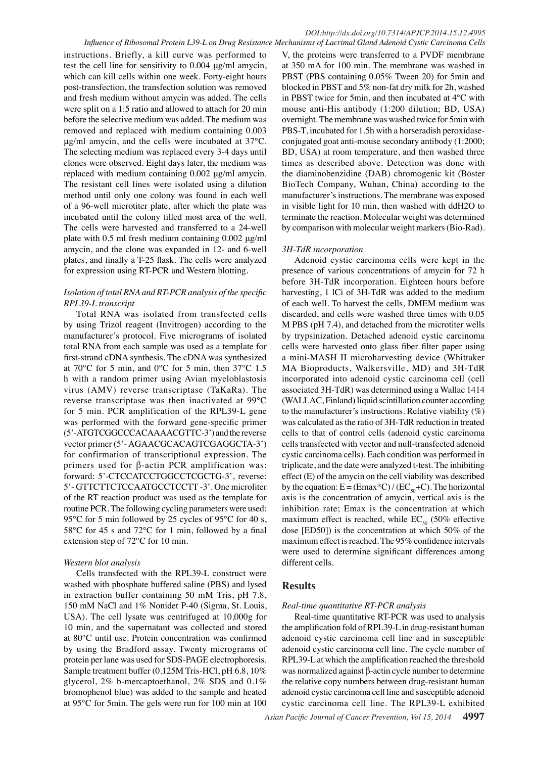instructions. Briefly, a kill curve was performed to test the cell line for sensitivity to 0.004 μg/ml amycin, which can kill cells within one week. Forty-eight hours post-transfection, the transfection solution was removed and fresh medium without amycin was added. The cells were split on a 1:5 ratio and allowed to attach for 20 min before the selective medium was added. The medium was removed and replaced with medium containing 0.003 μg/ml amycin, and the cells were incubated at 37°C. The selecting medium was replaced every 3-4 days until clones were observed. Eight days later, the medium was replaced with medium containing 0.002 μg/ml amycin. The resistant cell lines were isolated using a dilution method until only one colony was found in each well of a 96-well microtiter plate, after which the plate was incubated until the colony filled most area of the well. The cells were harvested and transferred to a 24-well plate with 0.5 ml fresh medium containing 0.002 μg/ml amycin, and the clone was expanded in 12- and 6-well plates, and finally a T-25 flask. The cells were analyzed for expression using RT-PCR and Western blotting.

### *Isolation of total RNA and RT-PCR analysis of the specific RPL39-L transcript*

Total RNA was isolated from transfected cells by using Trizol reagent (Invitrogen) according to the manufacturer's protocol. Five micrograms of isolated total RNA from each sample was used as a template for first-strand cDNA synthesis. The cDNA was synthesized at 70°C for 5 min, and 0°C for 5 min, then 37°C 1.5 h with a random primer using Avian myeloblastosis virus (AMV) reverse transcriptase (TaKaRa). The reverse transcriptase was then inactivated at 99°C for 5 min. PCR amplification of the RPL39-L gene was performed with the forward gene-specific primer (5'-ATGTCGGCCCACAAAACGTTC-3') and the reverse vector primer (5'- AGAACGCACAGTCGAGGCTA-3') for confirmation of transcriptional expression. The primers used for β-actin PCR amplification was: forward: 5'-CTCCATCCTGGCCTCGCTG-3', reverse: 5'- GTTCTTCTCCAATGCCTCCTT -3'. One microliter of the RT reaction product was used as the template for routine PCR. The following cycling parameters were used: 95°C for 5 min followed by 25 cycles of 95°C for 40 s, 58°C for 45 s and 72°C for 1 min, followed by a final extension step of 72°C for 10 min.

### *Western blot analysis*

Cells transfected with the RPL39-L construct were washed with phosphate buffered saline (PBS) and lysed in extraction buffer containing 50 mM Tris, pH 7.8, 150 mM NaCl and 1% Nonidet P-40 (Sigma, St. Louis, USA). The cell lysate was centrifuged at 10,000g for 10 min, and the supernatant was collected and stored at 80°C until use. Protein concentration was confirmed by using the Bradford assay. Twenty micrograms of protein per lane was used for SDS-PAGE electrophoresis. Sample treatment buffer (0.125M Tris-HCl, pH 6.8, 10% glycerol, 2% b-mercaptoethanol, 2% SDS and 0.1% bromophenol blue) was added to the sample and heated at 95°C for 5min. The gels were run for 100 min at 100 V, the proteins were transferred to a PVDF membrane at 350 mA for 100 min. The membrane was washed in PBST (PBS containing 0.05% Tween 20) for 5min and blocked in PBST and 5% non-fat dry milk for 2h, washed in PBST twice for 5min, and then incubated at 4°C with mouse anti-His antibody (1:200 dilution; BD, USA) overnight. The membrane was washed twice for 5min with PBS-T, incubated for 1.5h with a horseradish peroxidase-conjugated goat anti-mouse secondary antibody (1:2000; BD, USA) at room temperature, and then washed three times as described above. Detection was done with the diaminobenzidine (DAB) chromogenic kit (Boster BioTech Company, Wuhan, China) according to the manufacturer's instructions. The membrane was exposed in visible light for 10 min, then washed with ddH2O to terminate the reaction. Molecular weight was determined by comparison with molecular weight markers (Bio-Rad).

### *3H-TdR incorporation*

Adenoid cystic carcinoma cells were kept in the presence of various concentrations of amycin for 72 h before 3H-TdR incorporation. Eighteen hours before harvesting, 1 lCi of 3H-TdR was added to the medium of each well. To harvest the cells, DMEM medium was discarded, and cells were washed three times with 0.05 M PBS (pH 7.4), and detached from the microtiter wells by trypsinization. Detached adenoid cystic carcinoma cells were harvested onto glass fiber filter paper using a mini-MASH II microharvesting device (Whittaker MA Bioproducts, Walkersville, MD) and 3H-TdR incorporated into adenoid cystic carcinoma cell (cell associated 3H-TdR) was determined using a Wallac 1414 (WALLAC, Finland) liquid scintillation counter according to the manufacturer's instructions. Relative viability (%) was calculated as the ratio of 3H-TdR reduction in treated cells to that of control cells (adenoid cystic carcinoma cells transfected with vector and null-transfected adenoid cystic carcinoma cells). Each condition was performed in triplicate, and the date were analyzed t-test. The inhibiting effect (E) of the amycin on the cell viability was described by the equation: $E = (Emax*C) / (EC_{50}+C)$. The horizontal axis is the concentration of amycin, vertical axis is the inhibition rate; Emax is the concentration at which maximum effect is reached, while $EC_{50}$ (50% effective dose [ED50]) is the concentration at which 50% of the maximum effect is reached. The 95% confidence intervals were used to determine significant differences among different cells.

## Results

### *Real-time quantitative RT-PCR analysis*

Real-time quantitative RT-PCR was used to analysis the amplification fold of RPL39-L in drug-resistant human adenoid cystic carcinoma cell line and in susceptible adenoid cystic carcinoma cell line. The cycle number of RPL39-L at which the amplification reached the threshold was normalized against β-actin cycle number to determine the relative copy numbers between drug-resistant human adenoid cystic carcinoma cell line and susceptible adenoid cystic carcinoma cell line. The RPL39-L exhibited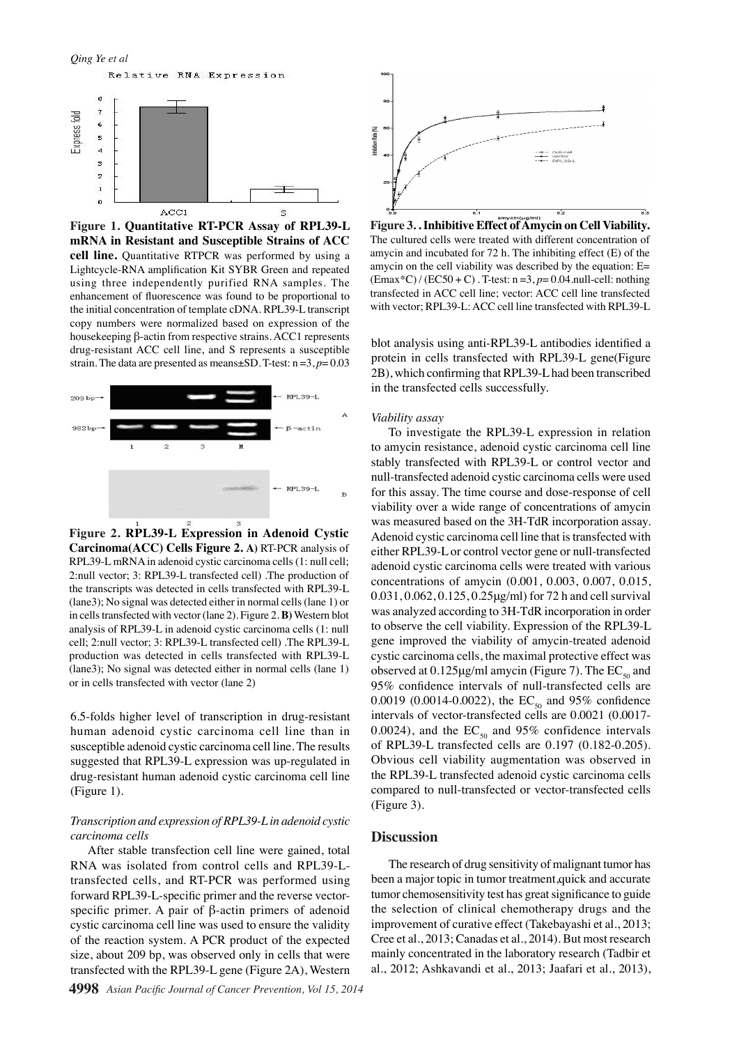**Figure 1. Quantitative RT-PCR Assay of RPL39-L mRNA in Resistant and Susceptible Strains of ACC cell line.** Quantitative RTPCR was performed by using a Lightcycle-RNA amplification Kit SYBR Green and repeated using three independently purified RNA samples. The enhancement of fluorescence was found to be proportional to the initial concentration of template cDNA. RPL39-L transcript copy numbers were normalized based on expression of the housekeeping β-actin from respective strains. ACC1 represents drug-resistant ACC cell line, and S represents a susceptible strain. The data are presented as means±SD. T-test: n =3, $p$= 0.03

**Figure 2. RPL39-L Expression in Adenoid Cystic Carcinoma(ACC) Cells Figure 2. A)** RT-PCR analysis of RPL39-L mRNA in adenoid cystic carcinoma cells (1: null cell; 2:null vector; 3: RPL39-L transfected cell) .The production of the transcripts was detected in cells transfected with RPL39-L (lane3); No signal was detected either in normal cells (lane 1) or in cells transfected with vector (lane 2). Figure 2. **B)** Western blot analysis of RPL39-L in adenoid cystic carcinoma cells (1: null cell; 2:null vector; 3: RPL39-L transfected cell) .The RPL39-L production was detected in cells transfected with RPL39-L (lane3); No signal was detected either in normal cells (lane 1) or in cells transfected with vector (lane 2)

6.5-folds higher level of transcription in drug-resistant human adenoid cystic carcinoma cell line than in susceptible adenoid cystic carcinoma cell line. The results suggested that RPL39-L expression was up-regulated in drug-resistant human adenoid cystic carcinoma cell line (Figure 1).

*Transcription and expression of RPL39-L in adenoid cystic carcinoma cells*

After stable transfection cell line were gained, total RNA was isolated from control cells and RPL39-L-transfected cells, and RT-PCR was performed using forward RPL39-L-specific primer and the reverse vector-specific primer. A pair of β-actin primers of adenoid cystic carcinoma cell line was used to ensure the validity of the reaction system. A PCR product of the expected size, about 209 bp, was observed only in cells that were transfected with the RPL39-L gene (Figure 2A), Western blot analysis using anti-RPL39-L antibodies identified a protein in cells transfected with RPL39-L gene(Figure 2B), which confirming that RPL39-L had been transcribed in the transfected cells successfully.

**Figure 3. . Inhibitive Effect of Amycin on Cell Viability.** The cultured cells were treated with different concentration of amycin and incubated for 72 h. The inhibiting effect (E) of the amycin on the cell viability was described by the equation: E= (Emax*C) / (EC50 + C) . T-test: n =3, $p$= 0.04.null-cell: nothing transfected in ACC cell line; vector: ACC cell line transfected with vector; RPL39-L: ACC cell line transfected with RPL39-L

*Viability assay*

To investigate the RPL39-L expression in relation to amycin resistance, adenoid cystic carcinoma cell line stably transfected with RPL39-L or control vector and null-transfected adenoid cystic carcinoma cells were used for this assay. The time course and dose-response of cell viability over a wide range of concentrations of amycin was measured based on the 3H-TdR incorporation assay. Adenoid cystic carcinoma cell line that is transfected with either RPL39-L or control vector gene or null-transfected adenoid cystic carcinoma cells were treated with various concentrations of amycin (0.001, 0.003, 0.007, 0.015, 0.031, 0.062, 0.125, 0.25μg/ml) for 72 h and cell survival was analyzed according to 3H-TdR incorporation in order to observe the cell viability. Expression of the RPL39-L gene improved the viability of amycin-treated adenoid cystic carcinoma cells, the maximal protective effect was observed at 0.125μg/ml amycin (Figure 7). The $EC_{50}$ and 95% confidence intervals of null-transfected cells are 0.0019 (0.0014-0.0022), the $EC_{50}$ and 95% confidence intervals of vector-transfected cells are 0.0021 (0.0017-0.0024), and the $EC_{50}$ and 95% confidence intervals of RPL39-L transfected cells are 0.197 (0.182-0.205). Obvious cell viability augmentation was observed in the RPL39-L transfected adenoid cystic carcinoma cells compared to null-transfected or vector-transfected cells (Figure 3).

## Discussion

The research of drug sensitivity of malignant tumor has been a major topic in tumor treatment,quick and accurate tumor chemosensitivity test has great significance to guide the selection of clinical chemotherapy drugs and the improvement of curative effect (Takebayashi et al., 2013; Cree et al., 2013; Canadas et al., 2014). But most research mainly concentrated in the laboratory research (Tadbir et al., 2012; Ashkavandi et al., 2013; Jaafari et al., 2013),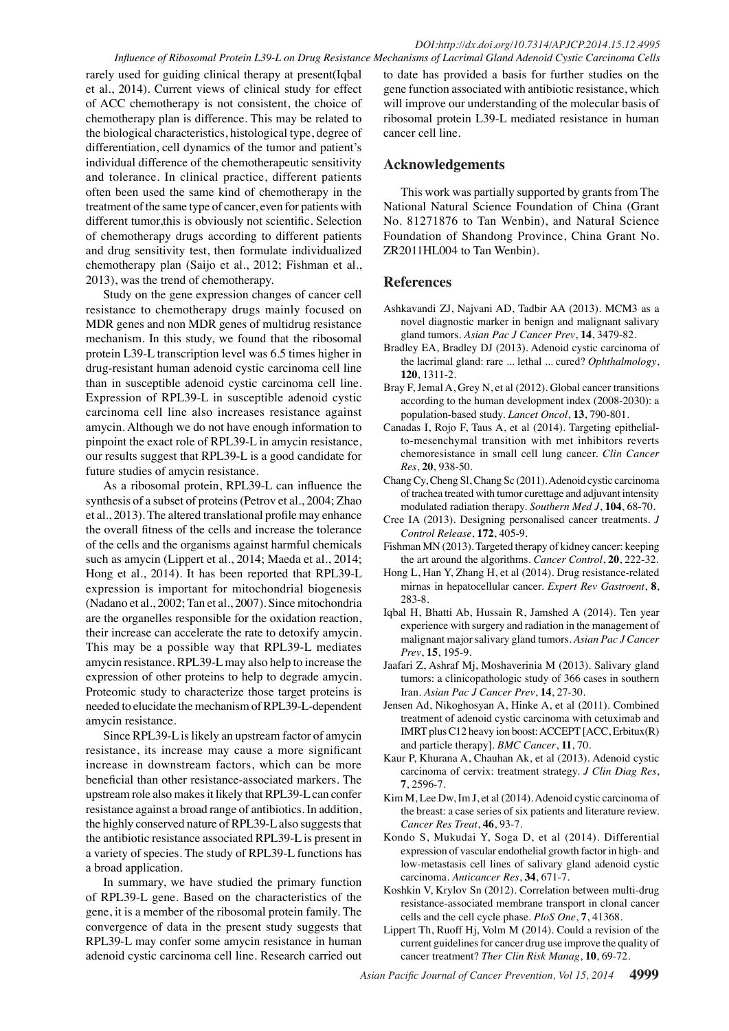rarely used for guiding clinical therapy at present(Iqbal et al., 2014). Current views of clinical study for effect of ACC chemotherapy is not consistent, the choice of chemotherapy plan is difference. This may be related to the biological characteristics, histological type, degree of differentiation, cell dynamics of the tumor and patient's individual difference of the chemotherapeutic sensitivity and tolerance. In clinical practice, different patients often been used the same kind of chemotherapy in the treatment of the same type of cancer, even for patients with different tumor,this is obviously not scientific. Selection of chemotherapy drugs according to different patients and drug sensitivity test, then formulate individualized chemotherapy plan (Saijo et al., 2012; Fishman et al., 2013), was the trend of chemotherapy.

Study on the gene expression changes of cancer cell resistance to chemotherapy drugs mainly focused on MDR genes and non MDR genes of multidrug resistance mechanism. In this study, we found that the ribosomal protein L39-L transcription level was 6.5 times higher in drug-resistant human adenoid cystic carcinoma cell line than in susceptible adenoid cystic carcinoma cell line. Expression of RPL39-L in susceptible adenoid cystic carcinoma cell line also increases resistance against amycin. Although we do not have enough information to pinpoint the exact role of RPL39-L in amycin resistance, our results suggest that RPL39-L is a good candidate for future studies of amycin resistance.

As a ribosomal protein, RPL39-L can influence the synthesis of a subset of proteins (Petrov et al., 2004; Zhao et al., 2013). The altered translational profile may enhance the overall fitness of the cells and increase the tolerance of the cells and the organisms against harmful chemicals such as amycin (Lippert et al., 2014; Maeda et al., 2014; Hong et al., 2014). It has been reported that RPL39-L expression is important for mitochondrial biogenesis (Nadano et al., 2002; Tan et al., 2007). Since mitochondria are the organelles responsible for the oxidation reaction, their increase can accelerate the rate to detoxify amycin. This may be a possible way that RPL39-L mediates amycin resistance. RPL39-L may also help to increase the expression of other proteins to help to degrade amycin. Proteomic study to characterize those target proteins is needed to elucidate the mechanism of RPL39-L-dependent amycin resistance.

Since RPL39-L is likely an upstream factor of amycin resistance, its increase may cause a more significant increase in downstream factors, which can be more beneficial than other resistance-associated markers. The upstream role also makes it likely that RPL39-L can confer resistance against a broad range of antibiotics. In addition, the highly conserved nature of RPL39-L also suggests that the antibiotic resistance associated RPL39-L is present in a variety of species. The study of RPL39-L functions has a broad application.

In summary, we have studied the primary function of RPL39-L gene. Based on the characteristics of the gene, it is a member of the ribosomal protein family. The convergence of data in the present study suggests that RPL39-L may confer some amycin resistance in human adenoid cystic carcinoma cell line. Research carried out to date has provided a basis for further studies on the gene function associated with antibiotic resistance, which will improve our understanding of the molecular basis of ribosomal protein L39-L mediated resistance in human cancer cell line.

## Acknowledgements

This work was partially supported by grants from The National Natural Science Foundation of China (Grant No. 81271876 to Tan Wenbin), and Natural Science Foundation of Shandong Province, China Grant No. ZR2011HL004 to Tan Wenbin).

## References

Ashkavandi ZJ, Najvani AD, Tadbir AA (2013). MCM3 as a novel diagnostic marker in benign and malignant salivary gland tumors. *Asian Pac J Cancer Prev*, **14**, 3479-82.

Bradley EA, Bradley DJ (2013). Adenoid cystic carcinoma of the lacrimal gland: rare ... lethal ... cured? *Ophthalmology*, **120**, 1311-2.

Bray F, Jemal A, Grey N, et al (2012). Global cancer transitions according to the human development index (2008-2030): a population-based study. *Lancet Oncol*, **13**, 790-801.

Canadas I, Rojo F, Taus A, et al (2014). Targeting epithelial-to-mesenchymal transition with met inhibitors reverts chemoresistance in small cell lung cancer. *Clin Cancer Res*, **20**, 938-50.

Chang Cy, Cheng Sl, Chang Sc (2011). Adenoid cystic carcinoma of trachea treated with tumor curettage and adjuvant intensity modulated radiation therapy. *Southern Med J*, **104**, 68-70.

Cree IA (2013). Designing personalised cancer treatments. *J Control Release*, **172**, 405-9.

Fishman MN (2013). Targeted therapy of kidney cancer: keeping the art around the algorithms. *Cancer Control*, **20**, 222-32.

Hong L, Han Y, Zhang H, et al (2014). Drug resistance-related mirnas in hepatocellular cancer. *Expert Rev Gastroent*, **8**, 283-8.

Iqbal H, Bhatti Ab, Hussain R, Jamshed A (2014). Ten year experience with surgery and radiation in the management of malignant major salivary gland tumors. *Asian Pac J Cancer Prev*, **15**, 195-9.

Jaafari Z, Ashraf Mj, Moshaverinia M (2013). Salivary gland tumors: a clinicopathologic study of 366 cases in southern Iran. *Asian Pac J Cancer Prev*, **14**, 27-30.

Jensen Ad, Nikoghosyan A, Hinke A, et al (2011). Combined treatment of adenoid cystic carcinoma with cetuximab and IMRT plus C12 heavy ion boost: ACCEPT [ACC, Erbitux(R) and particle therapy]. *BMC Cancer*, **11**, 70.

Kaur P, Khurana A, Chauhan Ak, et al (2013). Adenoid cystic carcinoma of cervix: treatment strategy. *J Clin Diag Res*, **7**, 2596-7.

Kim M, Lee Dw, Im J, et al (2014). Adenoid cystic carcinoma of the breast: a case series of six patients and literature review. *Cancer Res Treat*, **46**, 93-7.

Kondo S, Mukudai Y, Soga D, et al (2014). Differential expression of vascular endothelial growth factor in high- and low-metastasis cell lines of salivary gland adenoid cystic carcinoma. *Anticancer Res*, **34**, 671-7.

Koshkin V, Krylov Sn (2012). Correlation between multi-drug resistance-associated membrane transport in clonal cancer cells and the cell cycle phase. *PloS One*, **7**, 41368.

Lippert Th, Ruoff Hj, Volm M (2014). Could a revision of the current guidelines for cancer drug use improve the quality of cancer treatment? *Ther Clin Risk Manag*, **10**, 69-72.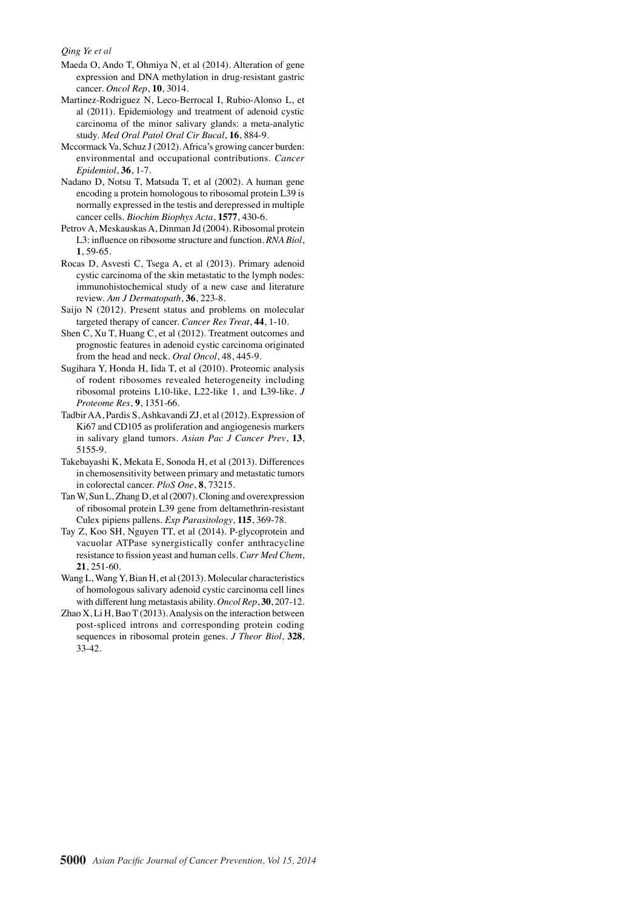Maeda O, Ando T, Ohmiya N, et al (2014). Alteration of gene expression and DNA methylation in drug-resistant gastric cancer. *Oncol Rep*, **10**, 3014.

Martinez-Rodriguez N, Leco-Berrocal I, Rubio-Alonso L, et al (2011). Epidemiology and treatment of adenoid cystic carcinoma of the minor salivary glands: a meta-analytic study. *Med Oral Patol Oral Cir Bucal*, **16**, 884-9.

Mccormack Va, Schuz J (2012). Africa's growing cancer burden: environmental and occupational contributions. *Cancer Epidemiol*, **36**, 1-7.

Nadano D, Notsu T, Matsuda T, et al (2002). A human gene encoding a protein homologous to ribosomal protein L39 is normally expressed in the testis and derepressed in multiple cancer cells. *Biochim Biophys Acta*, **1577**, 430-6.

Petrov A, Meskauskas A, Dinman Jd (2004). Ribosomal protein L3: influence on ribosome structure and function. *RNA Biol*, **1**, 59-65.

Rocas D, Asvesti C, Tsega A, et al (2013). Primary adenoid cystic carcinoma of the skin metastatic to the lymph nodes: immunohistochemical study of a new case and literature review. *Am J Dermatopath*, **36**, 223-8.

Saijo N (2012). Present status and problems on molecular targeted therapy of cancer. *Cancer Res Treat*, **44**, 1-10.

Shen C, Xu T, Huang C, et al (2012). Treatment outcomes and prognostic features in adenoid cystic carcinoma originated from the head and neck. *Oral Oncol*, 48, 445-9.

Sugihara Y, Honda H, Iida T, et al (2010). Proteomic analysis of rodent ribosomes revealed heterogeneity including ribosomal proteins L10-like, L22-like 1, and L39-like. *J Proteome Res*, **9**, 1351-66.

Tadbir AA, Pardis S, Ashkavandi ZJ, et al (2012). Expression of Ki67 and CD105 as proliferation and angiogenesis markers in salivary gland tumors. *Asian Pac J Cancer Prev*, **13**, 5155-9.

Takebayashi K, Mekata E, Sonoda H, et al (2013). Differences in chemosensitivity between primary and metastatic tumors in colorectal cancer. *PloS One*, **8**, 73215.

Tan W, Sun L, Zhang D, et al (2007). Cloning and overexpression of ribosomal protein L39 gene from deltamethrin-resistant Culex pipiens pallens. *Exp Parasitology*, **115**, 369-78.

Tay Z, Koo SH, Nguyen TT, et al (2014). P-glycoprotein and vacuolar ATPase synergistically confer anthracycline resistance to fission yeast and human cells. *Curr Med Chem*, **21**, 251-60.

Wang L, Wang Y, Bian H, et al (2013). Molecular characteristics of homologous salivary adenoid cystic carcinoma cell lines with different lung metastasis ability. *Oncol Rep*, **30**, 207-12.

Zhao X, Li H, Bao T (2013). Analysis on the interaction between post-spliced introns and corresponding protein coding sequences in ribosomal protein genes. *J Theor Biol*, **328**, 33-42.